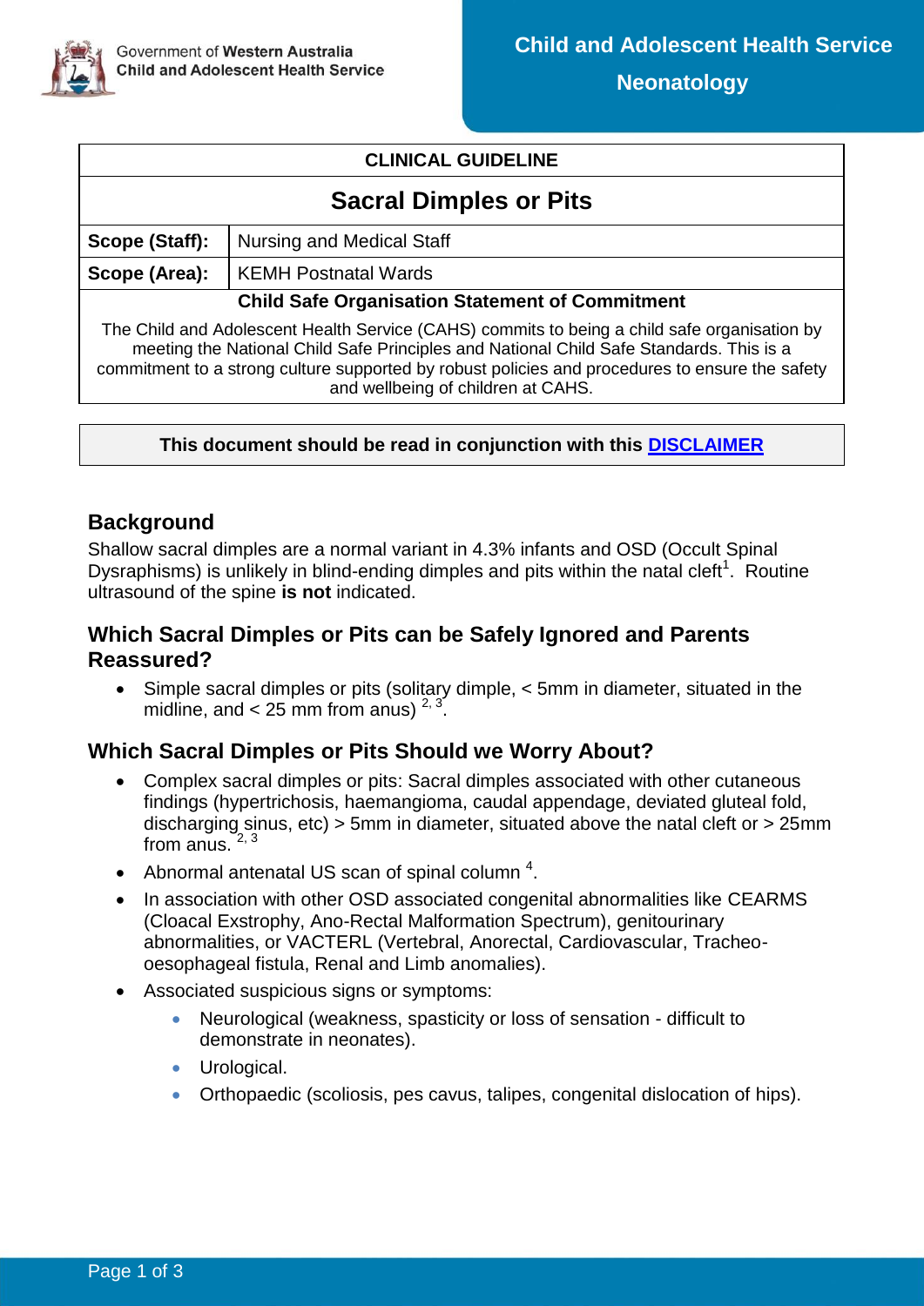Government of Western Australia
Child and Adolescent Health Service

**Child and Adolescent Health Service**
**Neonatology**

| CLINICAL GUIDELINE | |
|---|---|
| **Sacral Dimples or Pits** | |
| **Scope (Staff):** | Nursing and Medical Staff |
| **Scope (Area):** | KEMH Postnatal Wards |
| **Child Safe Organisation Statement of Commitment** | |
| The Child and Adolescent Health Service (CAHS) commits to being a child safe organisation by meeting the National Child Safe Principles and National Child Safe Standards. This is a commitment to a strong culture supported by robust policies and procedures to ensure the safety and wellbeing of children at CAHS. | |

**This document should be read in conjunction with this DISCLAIMER**

## Background

Shallow sacral dimples are a normal variant in 4.3% infants and OSD (Occult Spinal Dysraphisms) is unlikely in blind-ending dimples and pits within the natal cleft[1]. Routine ultrasound of the spine **is not** indicated.

## Which Sacral Dimples or Pits can be Safely Ignored and Parents Reassured?

- Simple sacral dimples or pits (solitary dimple, < 5mm in diameter, situated in the midline, and < 25 mm from anus) [2, 3].

## Which Sacral Dimples or Pits Should we Worry About?

- Complex sacral dimples or pits: Sacral dimples associated with other cutaneous findings (hypertrichosis, haemangioma, caudal appendage, deviated gluteal fold, discharging sinus, etc) > 5mm in diameter, situated above the natal cleft or > 25mm from anus. [2, 3]
- Abnormal antenatal US scan of spinal column [4].
- In association with other OSD associated congenital abnormalities like CEARMS (Cloacal Exstrophy, Ano-Rectal Malformation Spectrum), genitourinary abnormalities, or VACTERL (Vertebral, Anorectal, Cardiovascular, Tracheo-oesophageal fistula, Renal and Limb anomalies).
- Associated suspicious signs or symptoms:
  - Neurological (weakness, spasticity or loss of sensation - difficult to demonstrate in neonates).
  - Urological.
  - Orthopaedic (scoliosis, pes cavus, talipes, congenital dislocation of hips).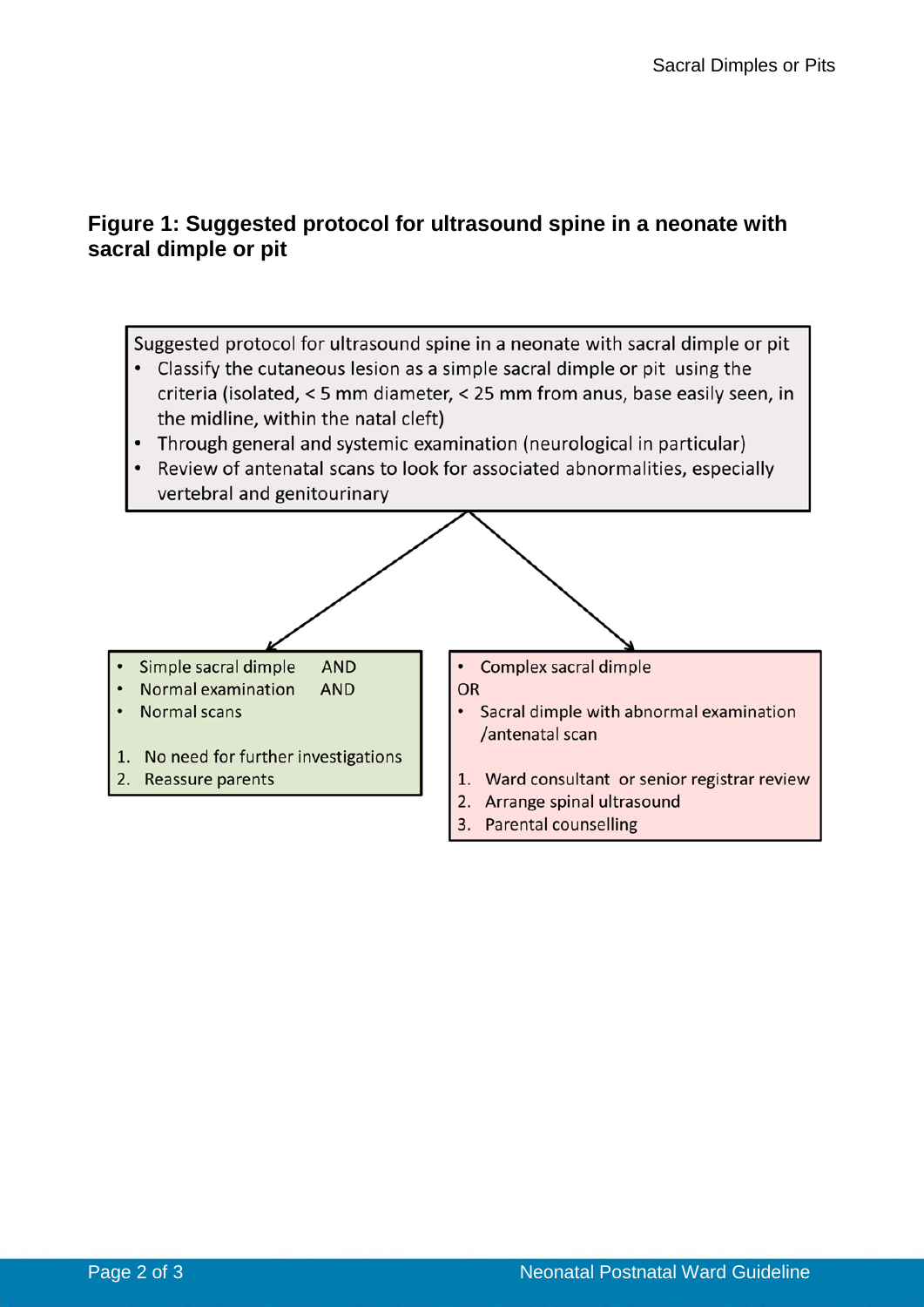## Figure 1: Suggested protocol for ultrasound spine in a neonate with sacral dimple or pit

Suggested protocol for ultrasound spine in a neonate with sacral dimple or pit

- Classify the cutaneous lesion as a simple sacral dimple or pit using the criteria (isolated, < 5 mm diameter, < 25 mm from anus, base easily seen, in the midline, within the natal cleft)
- Through general and systemic examination (neurological in particular)
- Review of antenatal scans to look for associated abnormalities, especially vertebral and genitourinary

---

- Simple sacral dimple AND
- Normal examination AND
- Normal scans

1. No need for further investigations
2. Reassure parents

---

- Complex sacral dimple

OR

- Sacral dimple with abnormal examination /antenatal scan

1. Ward consultant or senior registrar review
2. Arrange spinal ultrasound
3. Parental counselling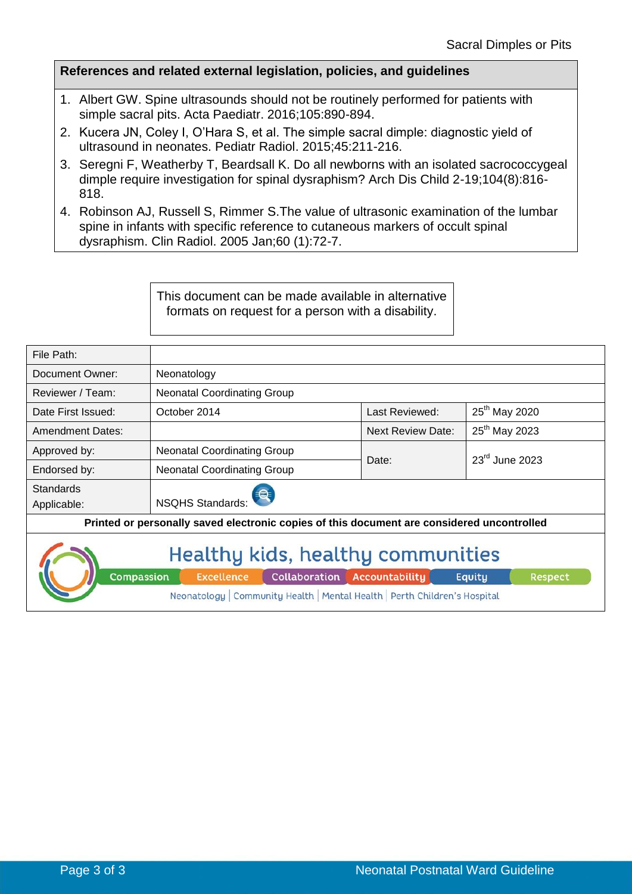**References and related external legislation, policies, and guidelines**

1. Albert GW. Spine ultrasounds should not be routinely performed for patients with simple sacral pits. Acta Paediatr. 2016;105:890-894.
2. Kucera JN, Coley I, O'Hara S, et al. The simple sacral dimple: diagnostic yield of ultrasound in neonates. Pediatr Radiol. 2015;45:211-216.
3. Seregni F, Weatherby T, Beardsall K. Do all newborns with an isolated sacrococcygeal dimple require investigation for spinal dysraphism? Arch Dis Child 2-19;104(8):816-818.
4. Robinson AJ, Russell S, Rimmer S.The value of ultrasonic examination of the lumbar spine in infants with specific reference to cutaneous markers of occult spinal dysraphism. Clin Radiol. 2005 Jan;60 (1):72-7.

This document can be made available in alternative formats on request for a person with a disability.

| | | | |
|---|---|---|---|
| File Path: | | | |
| Document Owner: | Neonatology | | |
| Reviewer / Team: | Neonatal Coordinating Group | | |
| Date First Issued: | October 2014 | Last Reviewed: | 25th May 2020 |
| Amendment Dates: | | Next Review Date: | 25th May 2023 |
| Approved by: | Neonatal Coordinating Group | Date: | 23rd June 2023 |
| Endorsed by: | Neonatal Coordinating Group | | |
| Standards Applicable: | NSQHS Standards: | | |

**Printed or personally saved electronic copies of this document are considered uncontrolled**

Healthy kids, healthy communities

Compassion | Excellence | Collaboration | Accountability | Equity | Respect

Neonatology | Community Health | Mental Health | Perth Children's Hospital